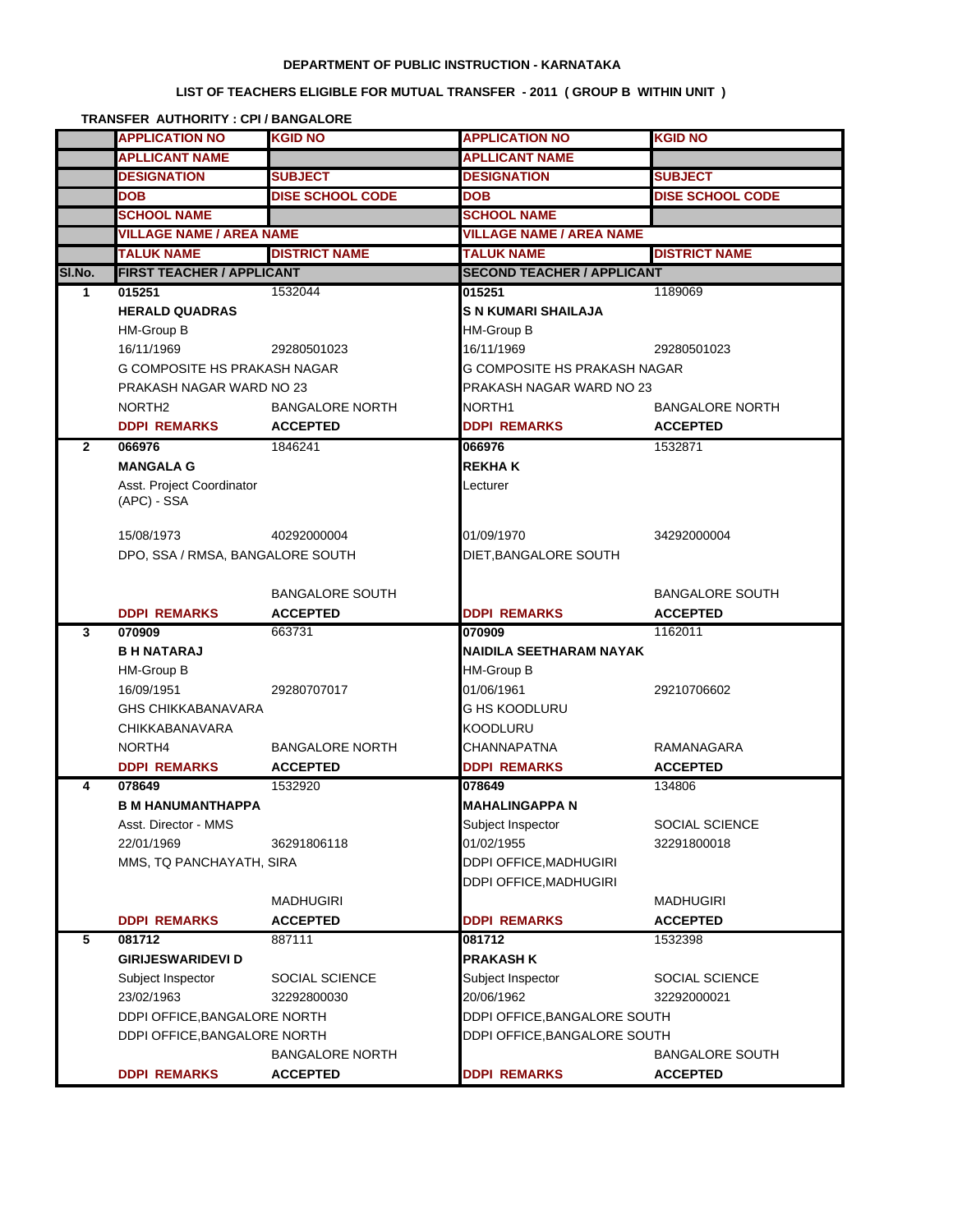**DEPARTMENT OF PUBLIC INSTRUCTION - KARNATAKA**

**LIST OF TEACHERS ELIGIBLE FOR MUTUAL TRANSFER - 2011 ( GROUP B WITHIN UNIT )**

**TRANSFER AUTHORITY : CPI / BANGALORE**

| | APPLICATION NO | KGID NO | APPLICATION NO | KGID NO |
|---|---|---|---|---|
| | APLLICANT NAME | | APLLICANT NAME | |
| | DESIGNATION | SUBJECT | DESIGNATION | SUBJECT |
| | DOB | DISE SCHOOL CODE | DOB | DISE SCHOOL CODE |
| | SCHOOL NAME | | SCHOOL NAME | |
| | VILLAGE NAME / AREA NAME | | VILLAGE NAME / AREA NAME | |
| | TALUK NAME | DISTRICT NAME | TALUK NAME | DISTRICT NAME |
| Sl.No. | FIRST TEACHER / APPLICANT | | SECOND TEACHER / APPLICANT | |
| 1 | 015251 | 1532044 | 015251 | 1189069 |
| | HERALD QUADRAS | | S N KUMARI SHAILAJA | |
| | HM-Group B | | HM-Group B | |
| | 16/11/1969 | 29280501023 | 16/11/1969 | 29280501023 |
| | G COMPOSITE HS PRAKASH NAGAR | | G COMPOSITE HS PRAKASH NAGAR | |
| | PRAKASH NAGAR WARD NO 23 | | PRAKASH NAGAR WARD NO 23 | |
| | NORTH2 | BANGALORE NORTH | NORTH1 | BANGALORE NORTH |
| | DDPI REMARKS | ACCEPTED | DDPI REMARKS | ACCEPTED |
| 2 | 066976 | 1846241 | 066976 | 1532871 |
| | MANGALA G | | REKHA K | |
| | Asst. Project Coordinator (APC) - SSA | | Lecturer | |
| | 15/08/1973 | 40292000004 | 01/09/1970 | 34292000004 |
| | DPO, SSA / RMSA, BANGALORE SOUTH | | DIET,BANGALORE SOUTH | |
| | | | | |
| | | BANGALORE SOUTH | | BANGALORE SOUTH |
| | DDPI REMARKS | ACCEPTED | DDPI REMARKS | ACCEPTED |
| 3 | 070909 | 663731 | 070909 | 1162011 |
| | B H NATARAJ | | NAIDILA SEETHARAM NAYAK | |
| | HM-Group B | | HM-Group B | |
| | 16/09/1951 | 29280707017 | 01/06/1961 | 29210706602 |
| | GHS CHIKKABANAVARA | | G HS KOODLURU | |
| | CHIKKABANAVARA | | KOODLURU | |
| | NORTH4 | BANGALORE NORTH | CHANNAPATNA | RAMANAGARA |
| | DDPI REMARKS | ACCEPTED | DDPI REMARKS | ACCEPTED |
| 4 | 078649 | 1532920 | 078649 | 134806 |
| | B M HANUMANTHAPPA | | MAHALINGAPPA N | |
| | Asst. Director - MMS | | Subject Inspector | SOCIAL SCIENCE |
| | 22/01/1969 | 36291806118 | 01/02/1955 | 32291800018 |
| | MMS, TQ PANCHAYATH, SIRA | | DDPI OFFICE,MADHUGIRI | |
| | | | DDPI OFFICE,MADHUGIRI | |
| | | MADHUGIRI | | MADHUGIRI |
| | DDPI REMARKS | ACCEPTED | DDPI REMARKS | ACCEPTED |
| 5 | 081712 | 887111 | 081712 | 1532398 |
| | GIRIJESWARIDEVI D | | PRAKASH K | |
| | Subject Inspector | SOCIAL SCIENCE | Subject Inspector | SOCIAL SCIENCE |
| | 23/02/1963 | 32292800030 | 20/06/1962 | 32292000021 |
| | DDPI OFFICE,BANGALORE NORTH | | DDPI OFFICE,BANGALORE SOUTH | |
| | DDPI OFFICE,BANGALORE NORTH | | DDPI OFFICE,BANGALORE SOUTH | |
| | | BANGALORE NORTH | | BANGALORE SOUTH |
| | DDPI REMARKS | ACCEPTED | DDPI REMARKS | ACCEPTED |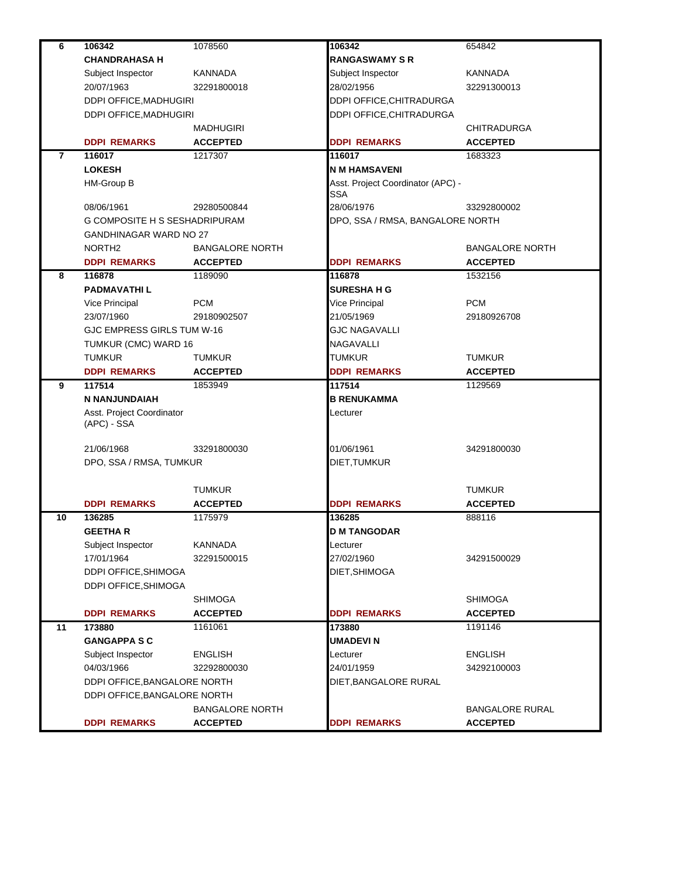| No. | | | | |
|---|---|---|---|---|
| 6 | **106342** | 1078560 | **106342** | 654842 |
| | **CHANDRAHASA H** | | **RANGASWAMY S R** | |
| | Subject Inspector | KANNADA | Subject Inspector | KANNADA |
| | 20/07/1963 | 32291800018 | 28/02/1956 | 32291300013 |
| | DDPI OFFICE,MADHUGIRI | | DDPI OFFICE,CHITRADURGA | |
| | DDPI OFFICE,MADHUGIRI | | DDPI OFFICE,CHITRADURGA | |
| | | MADHUGIRI | | CHITRADURGA |
| | **DDPI REMARKS** | **ACCEPTED** | **DDPI REMARKS** | **ACCEPTED** |
| 7 | **116017** | 1217307 | **116017** | 1683323 |
| | **LOKESH** | | **N M HAMSAVENI** | |
| | HM-Group B | | Asst. Project Coordinator (APC) - SSA | |
| | 08/06/1961 | 29280500844 | 28/06/1976 | 33292800002 |
| | G COMPOSITE H S SESHADRIPURAM | | DPO, SSA / RMSA, BANGALORE NORTH | |
| | GANDHINAGAR WARD NO 27 | | | |
| | NORTH2 | BANGALORE NORTH | | BANGALORE NORTH |
| | **DDPI REMARKS** | **ACCEPTED** | **DDPI REMARKS** | **ACCEPTED** |
| 8 | **116878** | 1189090 | **116878** | 1532156 |
| | **PADMAVATHI L** | | **SURESHA H G** | |
| | Vice Principal | PCM | Vice Principal | PCM |
| | 23/07/1960 | 29180902507 | 21/05/1969 | 29180926708 |
| | GJC EMPRESS GIRLS TUM W-16 | | GJC NAGAVALLI | |
| | TUMKUR (CMC) WARD 16 | | NAGAVALLI | |
| | TUMKUR | TUMKUR | TUMKUR | TUMKUR |
| | **DDPI REMARKS** | **ACCEPTED** | **DDPI REMARKS** | **ACCEPTED** |
| 9 | **117514** | 1853949 | **117514** | 1129569 |
| | **N NANJUNDAIAH** | | **B RENUKAMMA** | |
| | Asst. Project Coordinator (APC) - SSA | | Lecturer | |
| | 21/06/1968 | 33291800030 | 01/06/1961 | 34291800030 |
| | DPO, SSA / RMSA, TUMKUR | | DIET,TUMKUR | |
| | | TUMKUR | | TUMKUR |
| | **DDPI REMARKS** | **ACCEPTED** | **DDPI REMARKS** | **ACCEPTED** |
| 10 | **136285** | 1175979 | **136285** | 888116 |
| | **GEETHA R** | | **D M TANGODAR** | |
| | Subject Inspector | KANNADA | Lecturer | |
| | 17/01/1964 | 32291500015 | 27/02/1960 | 34291500029 |
| | DDPI OFFICE,SHIMOGA | | DIET,SHIMOGA | |
| | DDPI OFFICE,SHIMOGA | | | |
| | | SHIMOGA | | SHIMOGA |
| | **DDPI REMARKS** | **ACCEPTED** | **DDPI REMARKS** | **ACCEPTED** |
| 11 | **173880** | 1161061 | **173880** | 1191146 |
| | **GANGAPPA S C** | | **UMADEVI N** | |
| | Subject Inspector | ENGLISH | Lecturer | ENGLISH |
| | 04/03/1966 | 32292800030 | 24/01/1959 | 34292100003 |
| | DDPI OFFICE,BANGALORE NORTH | | DIET,BANGALORE RURAL | |
| | DDPI OFFICE,BANGALORE NORTH | | | |
| | | BANGALORE NORTH | | BANGALORE RURAL |
| | **DDPI REMARKS** | **ACCEPTED** | **DDPI REMARKS** | **ACCEPTED** |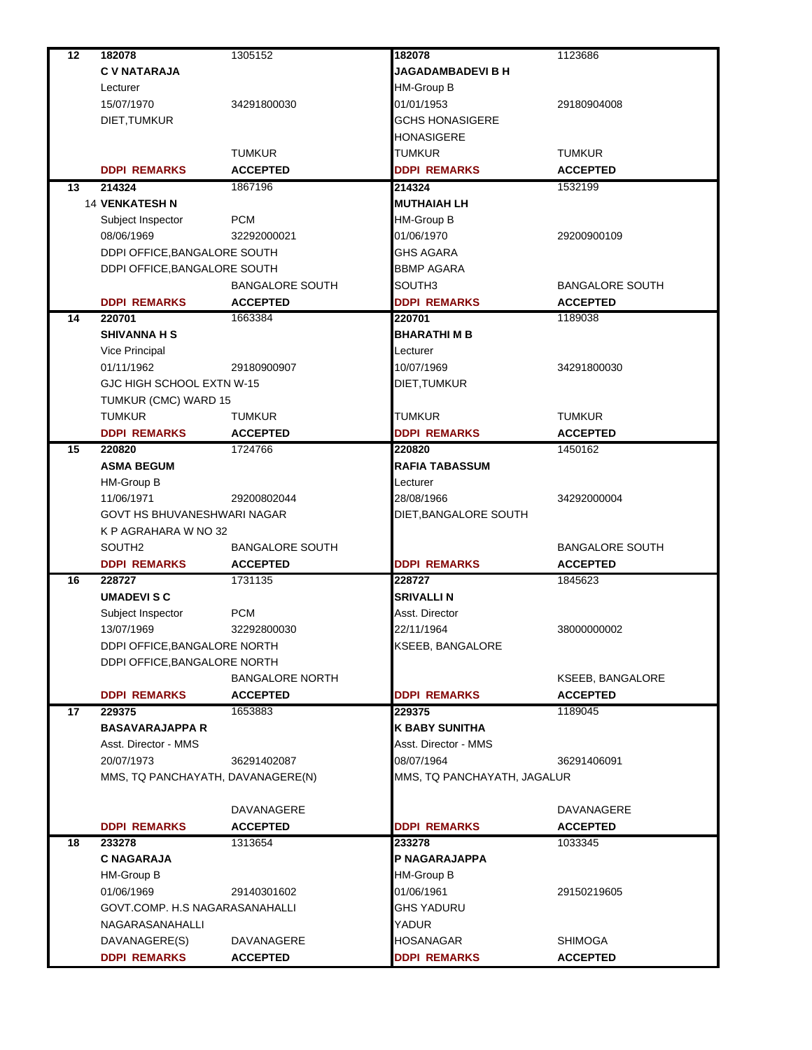| No. | | | | |
|---|---|---|---|---|
| **12** | **182078** | 1305152 | **182078** | 1123686 |
| | **C V NATARAJA** | | **JAGADAMBADEVI B H** | |
| | Lecturer | | HM-Group B | |
| | 15/07/1970 | 34291800030 | 01/01/1953 | 29180904008 |
| | DIET,TUMKUR | | GCHS HONASIGERE | |
| | | | HONASIGERE | |
| | | TUMKUR | TUMKUR | TUMKUR |
| | **DDPI REMARKS** | **ACCEPTED** | **DDPI REMARKS** | **ACCEPTED** |
| **13** | **214324** | 1867196 | **214324** | 1532199 |
| | **14 VENKATESH N** | | **MUTHAIAH LH** | |
| | Subject Inspector | PCM | HM-Group B | |
| | 08/06/1969 | 32292000021 | 01/06/1970 | 29200900109 |
| | DDPI OFFICE,BANGALORE SOUTH | | GHS AGARA | |
| | DDPI OFFICE,BANGALORE SOUTH | | BBMP AGARA | |
| | | BANGALORE SOUTH | SOUTH3 | BANGALORE SOUTH |
| | **DDPI REMARKS** | **ACCEPTED** | **DDPI REMARKS** | **ACCEPTED** |
| **14** | **220701** | 1663384 | **220701** | 1189038 |
| | **SHIVANNA H S** | | **BHARATHI M B** | |
| | Vice Principal | | Lecturer | |
| | 01/11/1962 | 29180900907 | 10/07/1969 | 34291800030 |
| | GJC HIGH SCHOOL EXTN W-15 | | DIET,TUMKUR | |
| | TUMKUR (CMC) WARD 15 | | | |
| | TUMKUR | TUMKUR | TUMKUR | TUMKUR |
| | **DDPI REMARKS** | **ACCEPTED** | **DDPI REMARKS** | **ACCEPTED** |
| **15** | **220820** | 1724766 | **220820** | 1450162 |
| | **ASMA BEGUM** | | **RAFIA TABASSUM** | |
| | HM-Group B | | Lecturer | |
| | 11/06/1971 | 29200802044 | 28/08/1966 | 34292000004 |
| | GOVT HS BHUVANESHWARI NAGAR | | DIET,BANGALORE SOUTH | |
| | K P AGRAHARA W NO 32 | | | |
| | SOUTH2 | BANGALORE SOUTH | | BANGALORE SOUTH |
| | **DDPI REMARKS** | **ACCEPTED** | **DDPI REMARKS** | **ACCEPTED** |
| **16** | **228727** | 1731135 | **228727** | 1845623 |
| | **UMADEVI S C** | | **SRIVALLI N** | |
| | Subject Inspector | PCM | Asst. Director | |
| | 13/07/1969 | 32292800030 | 22/11/1964 | 38000000002 |
| | DDPI OFFICE,BANGALORE NORTH | | KSEEB, BANGALORE | |
| | DDPI OFFICE,BANGALORE NORTH | | | |
| | | BANGALORE NORTH | | KSEEB, BANGALORE |
| | **DDPI REMARKS** | **ACCEPTED** | **DDPI REMARKS** | **ACCEPTED** |
| **17** | **229375** | 1653883 | **229375** | 1189045 |
| | **BASAVARAJAPPA R** | | **K BABY SUNITHA** | |
| | Asst. Director - MMS | | Asst. Director - MMS | |
| | 20/07/1973 | 36291402087 | 08/07/1964 | 36291406091 |
| | MMS, TQ PANCHAYATH, DAVANAGERE(N) | | MMS, TQ PANCHAYATH, JAGALUR | |
| | | | | |
| | | DAVANAGERE | | DAVANAGERE |
| | **DDPI REMARKS** | **ACCEPTED** | **DDPI REMARKS** | **ACCEPTED** |
| **18** | **233278** | 1313654 | **233278** | 1033345 |
| | **C NAGARAJA** | | **P NAGARAJAPPA** | |
| | HM-Group B | | HM-Group B | |
| | 01/06/1969 | 29140301602 | 01/06/1961 | 29150219605 |
| | GOVT.COMP. H.S NAGARASANAHALLI | | GHS YADURU | |
| | NAGARASANAHALLI | | YADUR | |
| | DAVANAGERE(S) | DAVANAGERE | HOSANAGAR | SHIMOGA |
| | **DDPI REMARKS** | **ACCEPTED** | **DDPI REMARKS** | **ACCEPTED** |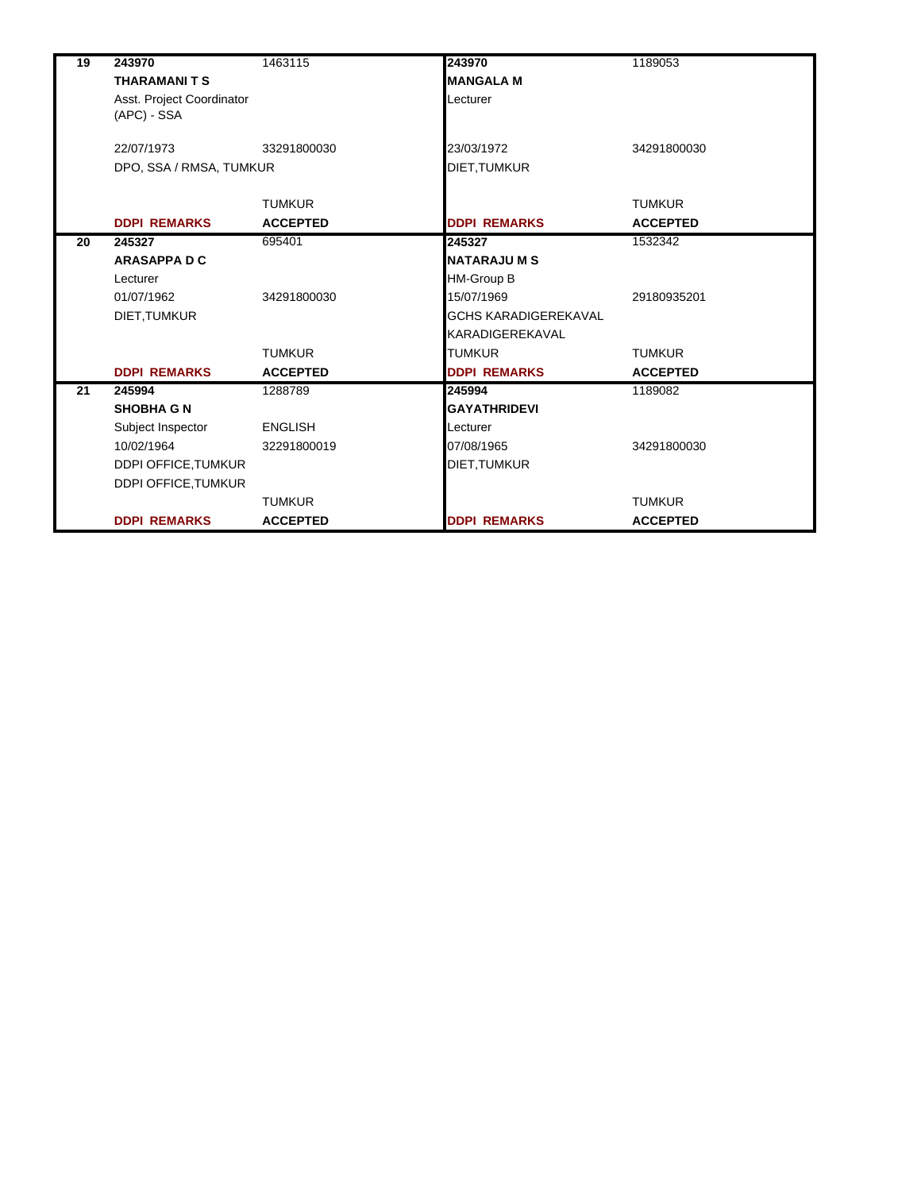| No. | | | | |
|---|---|---|---|---|
| 19 | 243970 | 1463115 | 243970 | 1189053 |
| | **THARAMANI T S** | | **MANGALA M** | |
| | Asst. Project Coordinator (APC) - SSA | | Lecturer | |
| | 22/07/1973 | 33291800030 | 23/03/1972 | 34291800030 |
| | DPO, SSA / RMSA, TUMKUR | | DIET,TUMKUR | |
| | | TUMKUR | | TUMKUR |
| | **DDPI REMARKS** | **ACCEPTED** | **DDPI REMARKS** | **ACCEPTED** |
| 20 | 245327 | 695401 | 245327 | 1532342 |
| | **ARASAPPA D C** | | **NATARAJU M S** | |
| | Lecturer | | HM-Group B | |
| | 01/07/1962 | 34291800030 | 15/07/1969 | 29180935201 |
| | DIET,TUMKUR | | GCHS KARADIGEREKAVAL | |
| | | | KARADIGEREKAVAL | |
| | | TUMKUR | TUMKUR | TUMKUR |
| | **DDPI REMARKS** | **ACCEPTED** | **DDPI REMARKS** | **ACCEPTED** |
| 21 | 245994 | 1288789 | 245994 | 1189082 |
| | **SHOBHA G N** | | **GAYATHRIDEVI** | |
| | Subject Inspector | ENGLISH | Lecturer | |
| | 10/02/1964 | 32291800019 | 07/08/1965 | 34291800030 |
| | DDPI OFFICE,TUMKUR | | DIET,TUMKUR | |
| | DDPI OFFICE,TUMKUR | | | |
| | | TUMKUR | | TUMKUR |
| | **DDPI REMARKS** | **ACCEPTED** | **DDPI REMARKS** | **ACCEPTED** |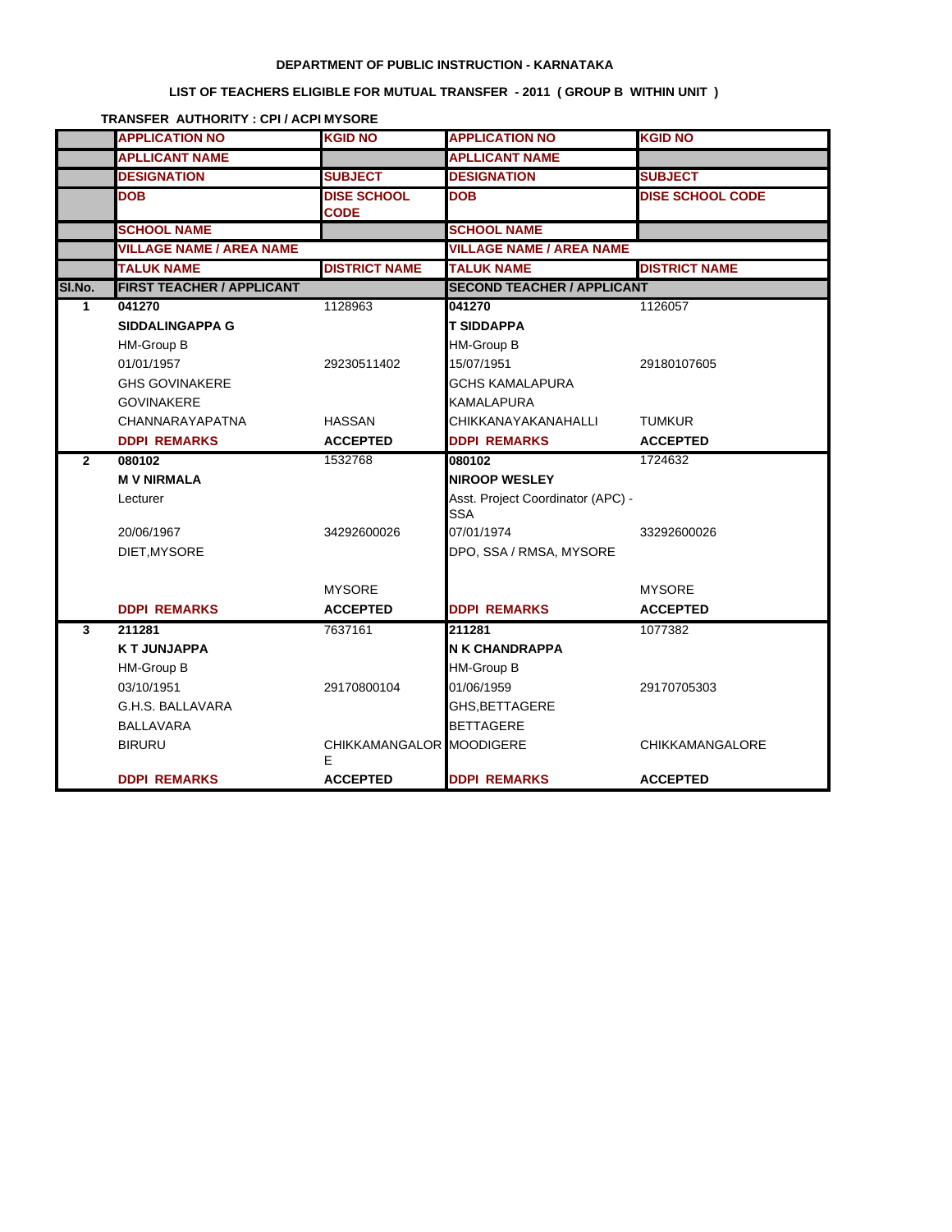**DEPARTMENT OF PUBLIC INSTRUCTION - KARNATAKA**

**LIST OF TEACHERS ELIGIBLE FOR MUTUAL TRANSFER - 2011 ( GROUP B WITHIN UNIT )**

**TRANSFER AUTHORITY : CPI / ACPI MYSORE**

| | **APPLICATION NO** | **KGID NO** | **APPLICATION NO** | **KGID NO** |
|---|---|---|---|---|
| | **APLLICANT NAME** | | **APLLICANT NAME** | |
| | **DESIGNATION** | **SUBJECT** | **DESIGNATION** | **SUBJECT** |
| | **DOB** | **DISE SCHOOL CODE** | **DOB** | **DISE SCHOOL CODE** |
| | **SCHOOL NAME** | | **SCHOOL NAME** | |
| | **VILLAGE NAME / AREA NAME** | | **VILLAGE NAME / AREA NAME** | |
| | **TALUK NAME** | **DISTRICT NAME** | **TALUK NAME** | **DISTRICT NAME** |
| **Sl.No.** | **FIRST TEACHER / APPLICANT** | | **SECOND TEACHER / APPLICANT** | |
| **1** | **041270** | 1128963 | **041270** | 1126057 |
| | **SIDDALINGAPPA G** | | **T SIDDAPPA** | |
| | HM-Group B | | HM-Group B | |
| | 01/01/1957 | 29230511402 | 15/07/1951 | 29180107605 |
| | GHS GOVINAKERE | | GCHS KAMALAPURA | |
| | GOVINAKERE | | KAMALAPURA | |
| | CHANNARAYAPATNA | HASSAN | CHIKKANAYAKANAHALLI | TUMKUR |
| | **DDPI REMARKS** | **ACCEPTED** | **DDPI REMARKS** | **ACCEPTED** |
| **2** | **080102** | 1532768 | **080102** | 1724632 |
| | **M V NIRMALA** | | **NIROOP WESLEY** | |
| | Lecturer | | Asst. Project Coordinator (APC) - SSA | |
| | 20/06/1967 | 34292600026 | 07/01/1974 | 33292600026 |
| | DIET,MYSORE | | DPO, SSA / RMSA, MYSORE | |
| | | | | |
| | | MYSORE | | MYSORE |
| | **DDPI REMARKS** | **ACCEPTED** | **DDPI REMARKS** | **ACCEPTED** |
| **3** | **211281** | 7637161 | **211281** | 1077382 |
| | **K T JUNJAPPA** | | **N K CHANDRAPPA** | |
| | HM-Group B | | HM-Group B | |
| | 03/10/1951 | 29170800104 | 01/06/1959 | 29170705303 |
| | G.H.S. BALLAVARA | | GHS,BETTAGERE | |
| | BALLAVARA | | BETTAGERE | |
| | BIRURU | CHIKKAMANGALORE | MOODIGERE | CHIKKAMANGALORE |
| | **DDPI REMARKS** | **ACCEPTED** | **DDPI REMARKS** | **ACCEPTED** |